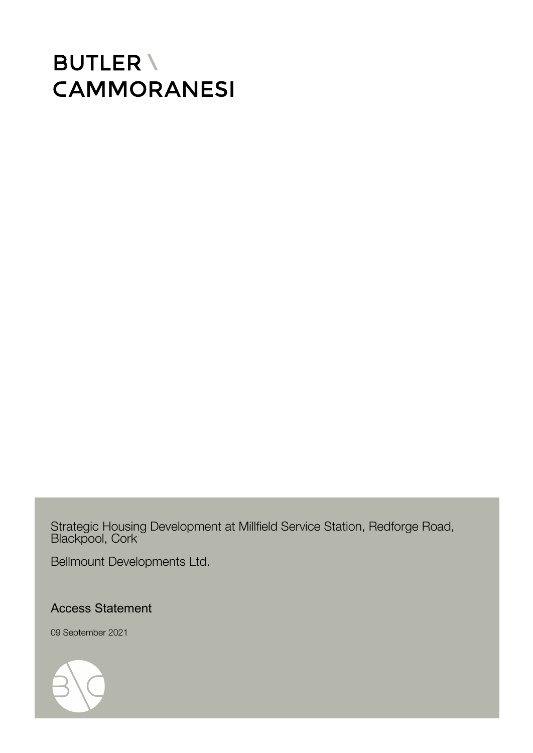BUTLER \
CAMMORANESI

Strategic Housing Development at Millfield Service Station, Redforge Road, Blackpool, Cork

Bellmount Developments Ltd.

# Access Statement

09 September 2021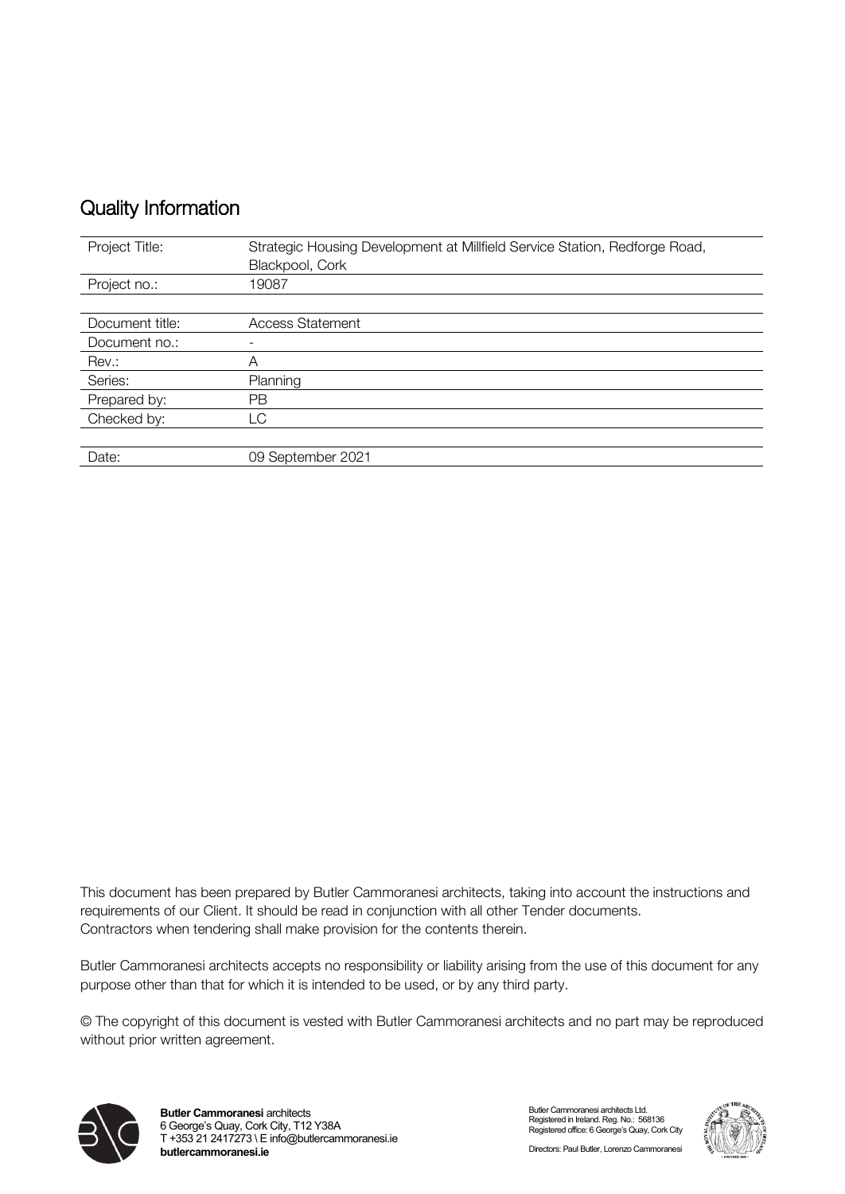## Quality Information

| | |
|---|---|
| Project Title: | Strategic Housing Development at Millfield Service Station, Redforge Road, Blackpool, Cork |
| Project no.: | 19087 |
| | |
| Document title: | Access Statement |
| Document no.: | - |
| Rev.: | A |
| Series: | Planning |
| Prepared by: | PB |
| Checked by: | LC |
| | |
| Date: | 09 September 2021 |

This document has been prepared by Butler Cammoranesi architects, taking into account the instructions and requirements of our Client. It should be read in conjunction with all other Tender documents. Contractors when tendering shall make provision for the contents therein.

Butler Cammoranesi architects accepts no responsibility or liability arising from the use of this document for any purpose other than that for which it is intended to be used, or by any third party.

© The copyright of this document is vested with Butler Cammoranesi architects and no part may be reproduced without prior written agreement.

**Butler Cammoranesi** architects
6 George's Quay, Cork City, T12 Y38A
T +353 21 2417273 \ E info@butlercammoranesi.ie
**butlercammoranesi.ie**

Butler Cammoranesi architects Ltd.
Registered in Ireland. Reg. No.: 568136
Registered office: 6 George's Quay, Cork City

Directors: Paul Butler, Lorenzo Cammoranesi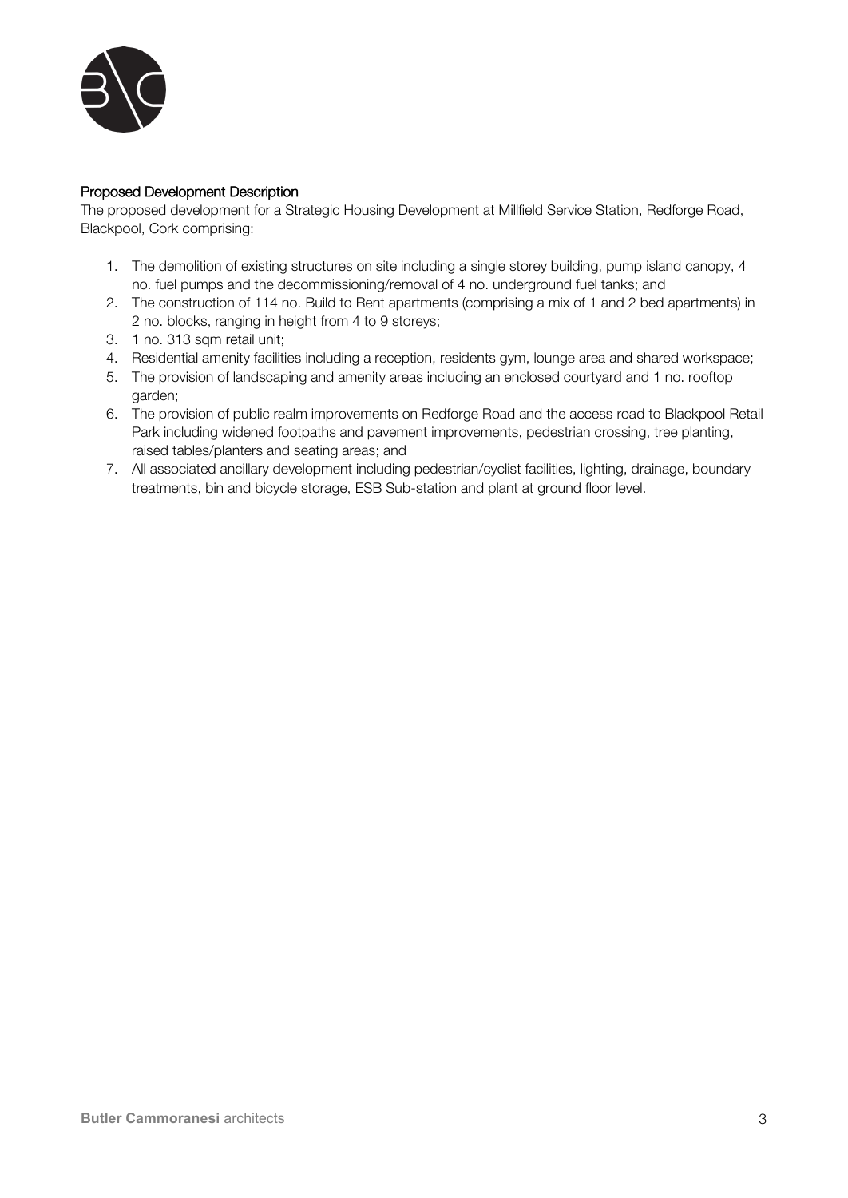## Proposed Development Description

The proposed development for a Strategic Housing Development at Millfield Service Station, Redforge Road, Blackpool, Cork comprising:

1. The demolition of existing structures on site including a single storey building, pump island canopy, 4 no. fuel pumps and the decommissioning/removal of 4 no. underground fuel tanks; and
2. The construction of 114 no. Build to Rent apartments (comprising a mix of 1 and 2 bed apartments) in 2 no. blocks, ranging in height from 4 to 9 storeys;
3. 1 no. 313 sqm retail unit;
4. Residential amenity facilities including a reception, residents gym, lounge area and shared workspace;
5. The provision of landscaping and amenity areas including an enclosed courtyard and 1 no. rooftop garden;
6. The provision of public realm improvements on Redforge Road and the access road to Blackpool Retail Park including widened footpaths and pavement improvements, pedestrian crossing, tree planting, raised tables/planters and seating areas; and
7. All associated ancillary development including pedestrian/cyclist facilities, lighting, drainage, boundary treatments, bin and bicycle storage, ESB Sub-station and plant at ground floor level.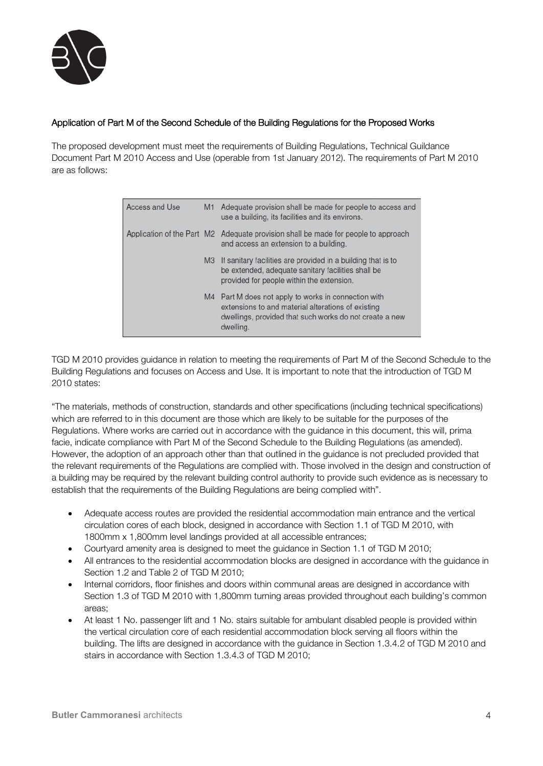## Application of Part M of the Second Schedule of the Building Regulations for the Proposed Works

The proposed development must meet the requirements of Building Regulations, Technical Guildance Document Part M 2010 Access and Use (operable from 1st January 2012). The requirements of Part M 2010 are as follows:

| | | |
|---|---|---|
| Access and Use | M1 | Adequate provision shall be made for people to access and use a building, its facilities and its environs. |
| Application of the Part | M2 | Adequate provision shall be made for people to approach and access an extension to a building. |
| | M3 | If sanitary facilities are provided in a building that is to be extended, adequate sanitary facilities shall be provided for people within the extension. |
| | M4 | Part M does not apply to works in connection with extensions to and material alterations of existing dwellings, provided that such works do not create a new dwelling. |

TGD M 2010 provides guidance in relation to meeting the requirements of Part M of the Second Schedule to the Building Regulations and focuses on Access and Use. It is important to note that the introduction of TGD M 2010 states:

"The materials, methods of construction, standards and other specifications (including technical specifications) which are referred to in this document are those which are likely to be suitable for the purposes of the Regulations. Where works are carried out in accordance with the guidance in this document, this will, prima facie, indicate compliance with Part M of the Second Schedule to the Building Regulations (as amended). However, the adoption of an approach other than that outlined in the guidance is not precluded provided that the relevant requirements of the Regulations are complied with. Those involved in the design and construction of a building may be required by the relevant building control authority to provide such evidence as is necessary to establish that the requirements of the Building Regulations are being complied with".

- Adequate access routes are provided the residential accommodation main entrance and the vertical circulation cores of each block, designed in accordance with Section 1.1 of TGD M 2010, with 1800mm x 1,800mm level landings provided at all accessible entrances;
- Courtyard amenity area is designed to meet the guidance in Section 1.1 of TGD M 2010;
- All entrances to the residential accommodation blocks are designed in accordance with the guidance in Section 1.2 and Table 2 of TGD M 2010;
- Internal corridors, floor finishes and doors within communal areas are designed in accordance with Section 1.3 of TGD M 2010 with 1,800mm turning areas provided throughout each building's common areas;
- At least 1 No. passenger lift and 1 No. stairs suitable for ambulant disabled people is provided within the vertical circulation core of each residential accommodation block serving all floors within the building. The lifts are designed in accordance with the guidance in Section 1.3.4.2 of TGD M 2010 and stairs in accordance with Section 1.3.4.3 of TGD M 2010;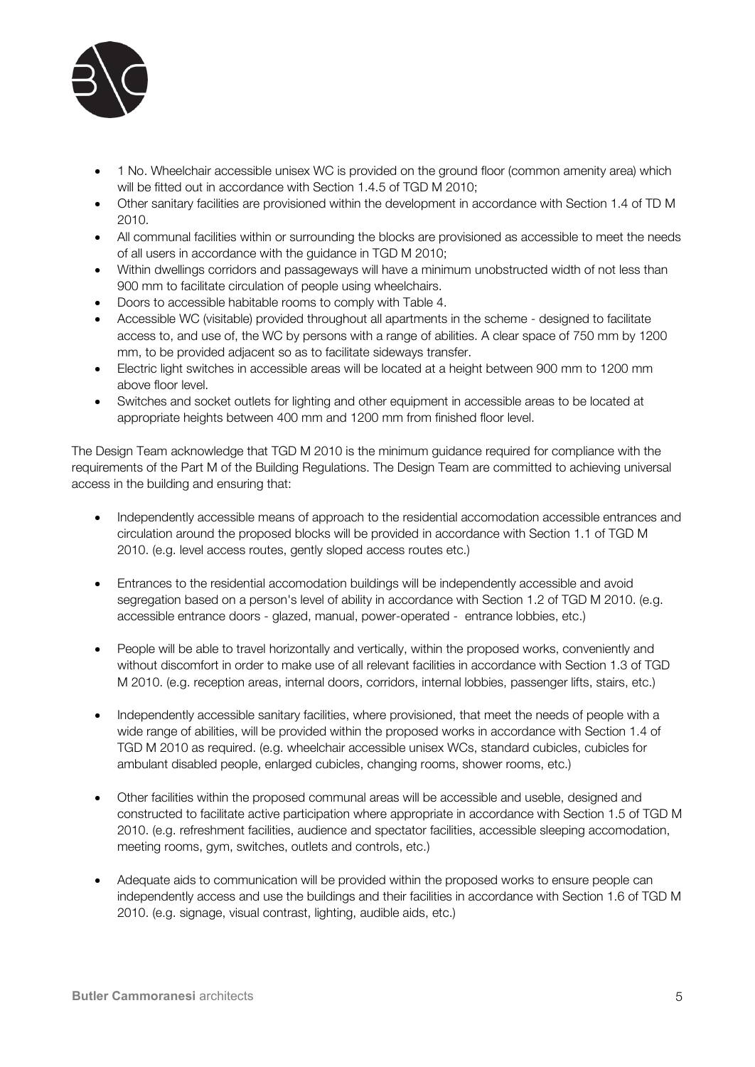- 1 No. Wheelchair accessible unisex WC is provided on the ground floor (common amenity area) which will be fitted out in accordance with Section 1.4.5 of TGD M 2010;
- Other sanitary facilities are provisioned within the development in accordance with Section 1.4 of TD M 2010.
- All communal facilities within or surrounding the blocks are provisioned as accessible to meet the needs of all users in accordance with the guidance in TGD M 2010;
- Within dwellings corridors and passageways will have a minimum unobstructed width of not less than 900 mm to facilitate circulation of people using wheelchairs.
- Doors to accessible habitable rooms to comply with Table 4.
- Accessible WC (visitable) provided throughout all apartments in the scheme - designed to facilitate access to, and use of, the WC by persons with a range of abilities. A clear space of 750 mm by 1200 mm, to be provided adjacent so as to facilitate sideways transfer.
- Electric light switches in accessible areas will be located at a height between 900 mm to 1200 mm above floor level.
- Switches and socket outlets for lighting and other equipment in accessible areas to be located at appropriate heights between 400 mm and 1200 mm from finished floor level.

The Design Team acknowledge that TGD M 2010 is the minimum guidance required for compliance with the requirements of the Part M of the Building Regulations. The Design Team are committed to achieving universal access in the building and ensuring that:

- Independently accessible means of approach to the residential accomodation accessible entrances and circulation around the proposed blocks will be provided in accordance with Section 1.1 of TGD M 2010. (e.g. level access routes, gently sloped access routes etc.)

- Entrances to the residential accomodation buildings will be independently accessible and avoid segregation based on a person's level of ability in accordance with Section 1.2 of TGD M 2010. (e.g. accessible entrance doors - glazed, manual, power-operated - entrance lobbies, etc.)

- People will be able to travel horizontally and vertically, within the proposed works, conveniently and without discomfort in order to make use of all relevant facilities in accordance with Section 1.3 of TGD M 2010. (e.g. reception areas, internal doors, corridors, internal lobbies, passenger lifts, stairs, etc.)

- Independently accessible sanitary facilities, where provisioned, that meet the needs of people with a wide range of abilities, will be provided within the proposed works in accordance with Section 1.4 of TGD M 2010 as required. (e.g. wheelchair accessible unisex WCs, standard cubicles, cubicles for ambulant disabled people, enlarged cubicles, changing rooms, shower rooms, etc.)

- Other facilities within the proposed communal areas will be accessible and useble, designed and constructed to facilitate active participation where appropriate in accordance with Section 1.5 of TGD M 2010. (e.g. refreshment facilities, audience and spectator facilities, accessible sleeping accomodation, meeting rooms, gym, switches, outlets and controls, etc.)

- Adequate aids to communication will be provided within the proposed works to ensure people can independently access and use the buildings and their facilities in accordance with Section 1.6 of TGD M 2010. (e.g. signage, visual contrast, lighting, audible aids, etc.)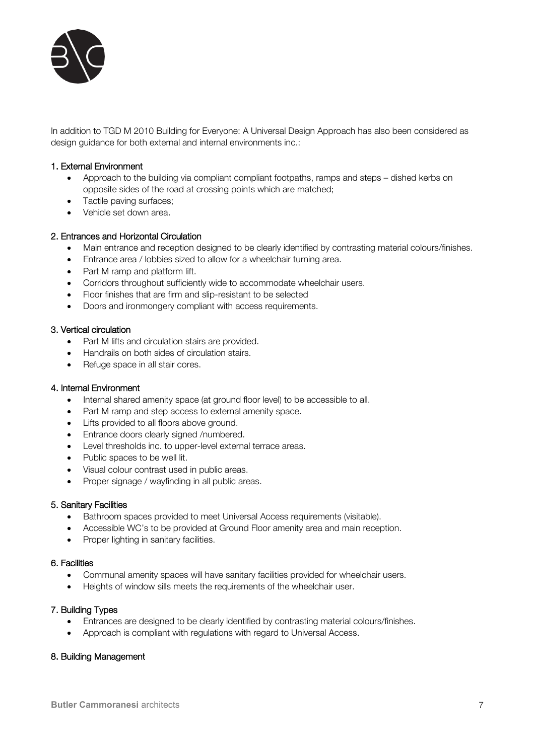In addition to TGD M 2010 Building for Everyone: A Universal Design Approach has also been considered as design guidance for both external and internal environments inc.:

### 1. External Environment

- Approach to the building via compliant compliant footpaths, ramps and steps – dished kerbs on opposite sides of the road at crossing points which are matched;
- Tactile paving surfaces;
- Vehicle set down area.

### 2. Entrances and Horizontal Circulation

- Main entrance and reception designed to be clearly identified by contrasting material colours/finishes.
- Entrance area / lobbies sized to allow for a wheelchair turning area.
- Part M ramp and platform lift.
- Corridors throughout sufficiently wide to accommodate wheelchair users.
- Floor finishes that are firm and slip-resistant to be selected
- Doors and ironmongery compliant with access requirements.

### 3. Vertical circulation

- Part M lifts and circulation stairs are provided.
- Handrails on both sides of circulation stairs.
- Refuge space in all stair cores.

### 4. Internal Environment

- Internal shared amenity space (at ground floor level) to be accessible to all.
- Part M ramp and step access to external amenity space.
- Lifts provided to all floors above ground.
- Entrance doors clearly signed /numbered.
- Level thresholds inc. to upper-level external terrace areas.
- Public spaces to be well lit.
- Visual colour contrast used in public areas.
- Proper signage / wayfinding in all public areas.

### 5. Sanitary Facilities

- Bathroom spaces provided to meet Universal Access requirements (visitable).
- Accessible WC's to be provided at Ground Floor amenity area and main reception.
- Proper lighting in sanitary facilities.

### 6. Facilities

- Communal amenity spaces will have sanitary facilities provided for wheelchair users.
- Heights of window sills meets the requirements of the wheelchair user.

### 7. Building Types

- Entrances are designed to be clearly identified by contrasting material colours/finishes.
- Approach is compliant with regulations with regard to Universal Access.

### 8. Building Management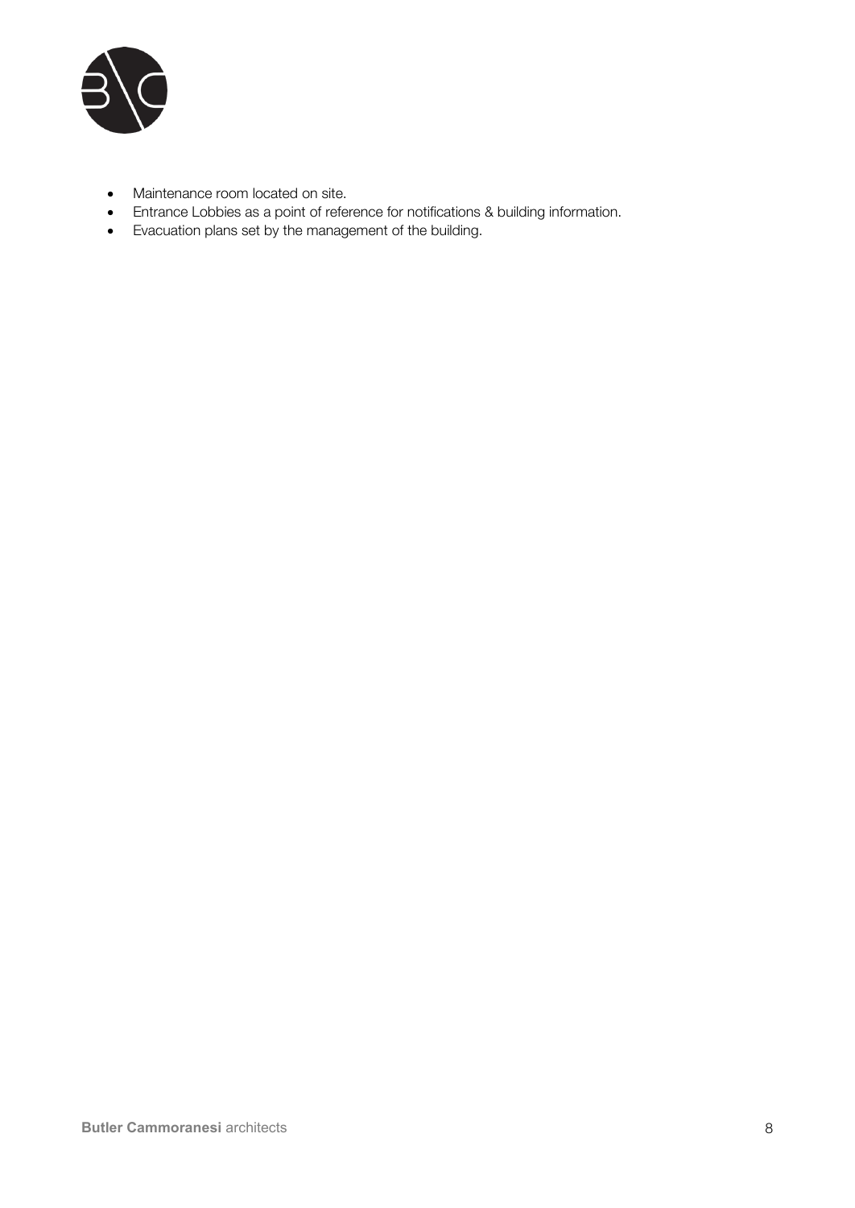- Maintenance room located on site.
- Entrance Lobbies as a point of reference for notifications & building information.
- Evacuation plans set by the management of the building.